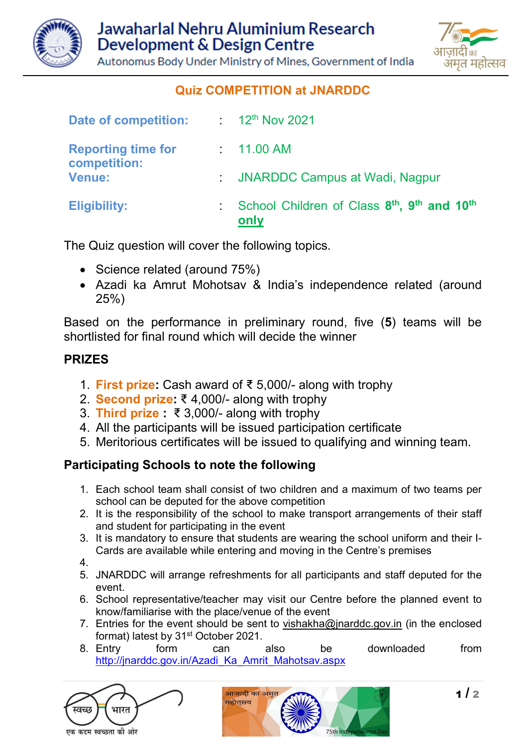# Jawaharlal Nehru Aluminium Research Development & Design Centre

Autonomus Body Under Ministry of Mines, Government of India

## Quiz COMPETITION at JNARDDC

| | | |
|---|---|---|
| **Date of competition:** | : | 12th Nov 2021 |
| **Reporting time for competition:** | : | 11.00 AM |
| **Venue:** | : | JNARDDC Campus at Wadi, Nagpur |
| **Eligibility:** | : | School Children of Class **8th, 9th and 10th** **only** |

The Quiz question will cover the following topics.

- Science related (around 75%)
- Azadi ka Amrut Mohotsav & India's independence related (around 25%)

Based on the performance in preliminary round, five (**5**) teams will be shortlisted for final round which will decide the winner

### PRIZES

1. **First prize:** Cash award of ₹ 5,000/- along with trophy
2. **Second prize:** ₹ 4,000/- along with trophy
3. **Third prize :** ₹ 3,000/- along with trophy
4. All the participants will be issued participation certificate
5. Meritorious certificates will be issued to qualifying and winning team.

### Participating Schools to note the following

1. Each school team shall consist of two children and a maximum of two teams per school can be deputed for the above competition
2. It is the responsibility of the school to make transport arrangements of their staff and student for participating in the event
3. It is mandatory to ensure that students are wearing the school uniform and their I-Cards are available while entering and moving in the Centre's premises
4. 
5. JNARDDC will arrange refreshments for all participants and staff deputed for the event.
6. School representative/teacher may visit our Centre before the planned event to know/familiarise with the place/venue of the event
7. Entries for the event should be sent to vishakha@jnarddc.gov.in (in the enclosed format) latest by 31st October 2021.
8. Entry form can also be downloaded from http://jnarddc.gov.in/Azadi_Ka_Amrit_Mahotsav.aspx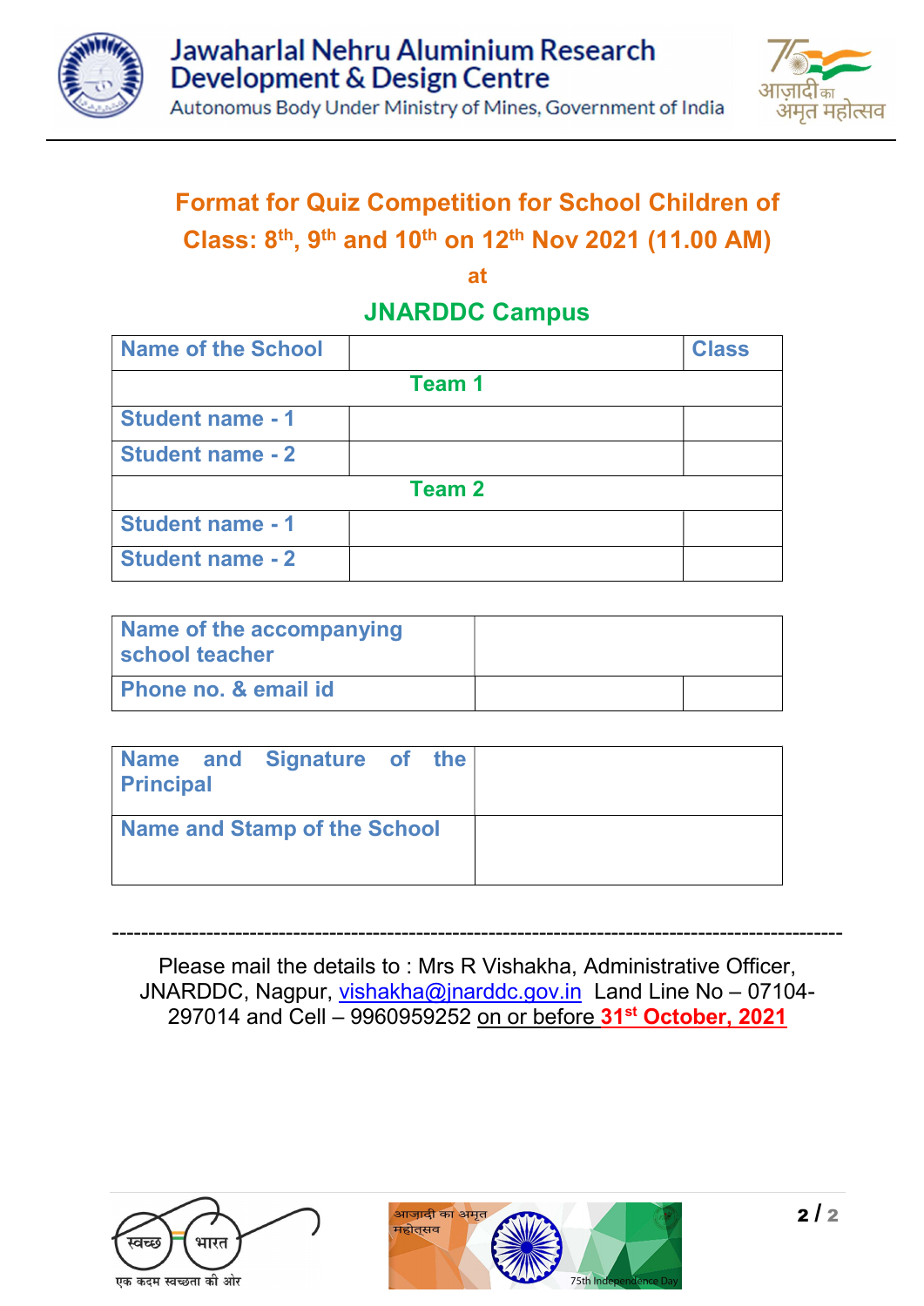Jawaharlal Nehru Aluminium Research Development & Design Centre

Autonomus Body Under Ministry of Mines, Government of India

## Format for Quiz Competition for School Children of Class: 8th, 9th and 10th on 12th Nov 2021 (11.00 AM)

## at

## JNARDDC Campus

| Name of the School | | Class |
|---|---|---|
| **Team 1** | | |
| Student name - 1 | | |
| Student name - 2 | | |
| **Team 2** | | |
| Student name - 1 | | |
| Student name - 2 | | |

| | | |
|---|---|---|
| Name of the accompanying school teacher | | |
| Phone no. & email id | | |

| | |
|---|---|
| Name and Signature of the Principal | |
| Name and Stamp of the School | |

---

Please mail the details to : Mrs R Vishakha, Administrative Officer, JNARDDC, Nagpur, vishakha@jnarddc.gov.in Land Line No – 07104-297014 and Cell – 9960959252 on or before **31st October, 2021**